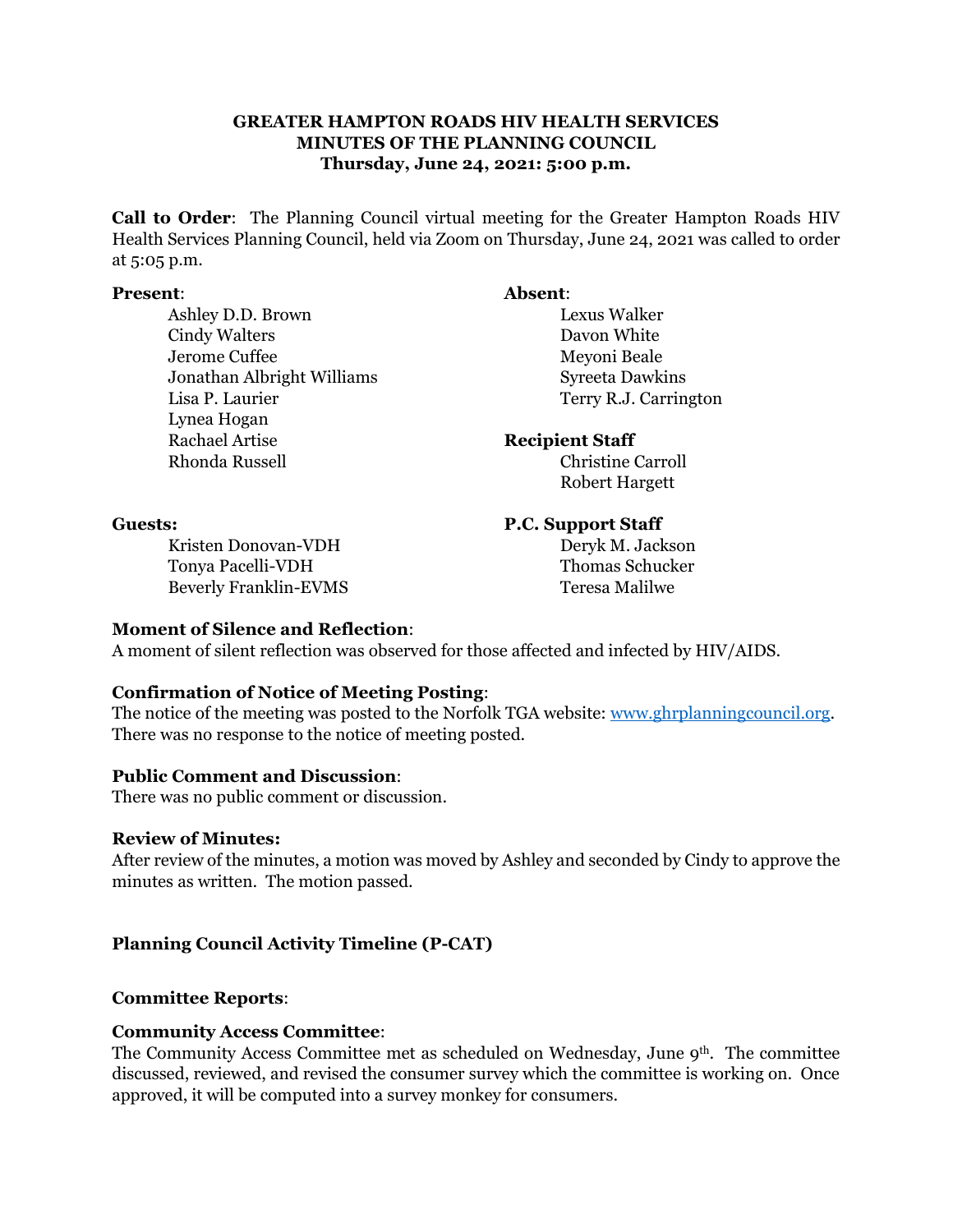**GREATER HAMPTON ROADS HIV HEALTH SERVICES**
**MINUTES OF THE PLANNING COUNCIL**
**Thursday, June 24, 2021: 5:00 p.m.**

**Call to Order**: The Planning Council virtual meeting for the Greater Hampton Roads HIV Health Services Planning Council, held via Zoom on Thursday, June 24, 2021 was called to order at 5:05 p.m.

**Present**:
- Ashley D.D. Brown
- Cindy Walters
- Jerome Cuffee
- Jonathan Albright Williams
- Lisa P. Laurier
- Lynea Hogan
- Rachael Artise
- Rhonda Russell

**Absent**:
- Lexus Walker
- Davon White
- Meyoni Beale
- Syreeta Dawkins
- Terry R.J. Carrington

**Recipient Staff**
- Christine Carroll
- Robert Hargett

**Guests:**
- Kristen Donovan-VDH
- Tonya Pacelli-VDH
- Beverly Franklin-EVMS

**P.C. Support Staff**
- Deryk M. Jackson
- Thomas Schucker
- Teresa Malilwe

**Moment of Silence and Reflection**:
A moment of silent reflection was observed for those affected and infected by HIV/AIDS.

**Confirmation of Notice of Meeting Posting**:
The notice of the meeting was posted to the Norfolk TGA website: www.ghrplanningcouncil.org. There was no response to the notice of meeting posted.

**Public Comment and Discussion**:
There was no public comment or discussion.

**Review of Minutes:**
After review of the minutes, a motion was moved by Ashley and seconded by Cindy to approve the minutes as written. The motion passed.

**Planning Council Activity Timeline (P-CAT)**

**Committee Reports**:

**Community Access Committee**:
The Community Access Committee met as scheduled on Wednesday, June 9th. The committee discussed, reviewed, and revised the consumer survey which the committee is working on. Once approved, it will be computed into a survey monkey for consumers.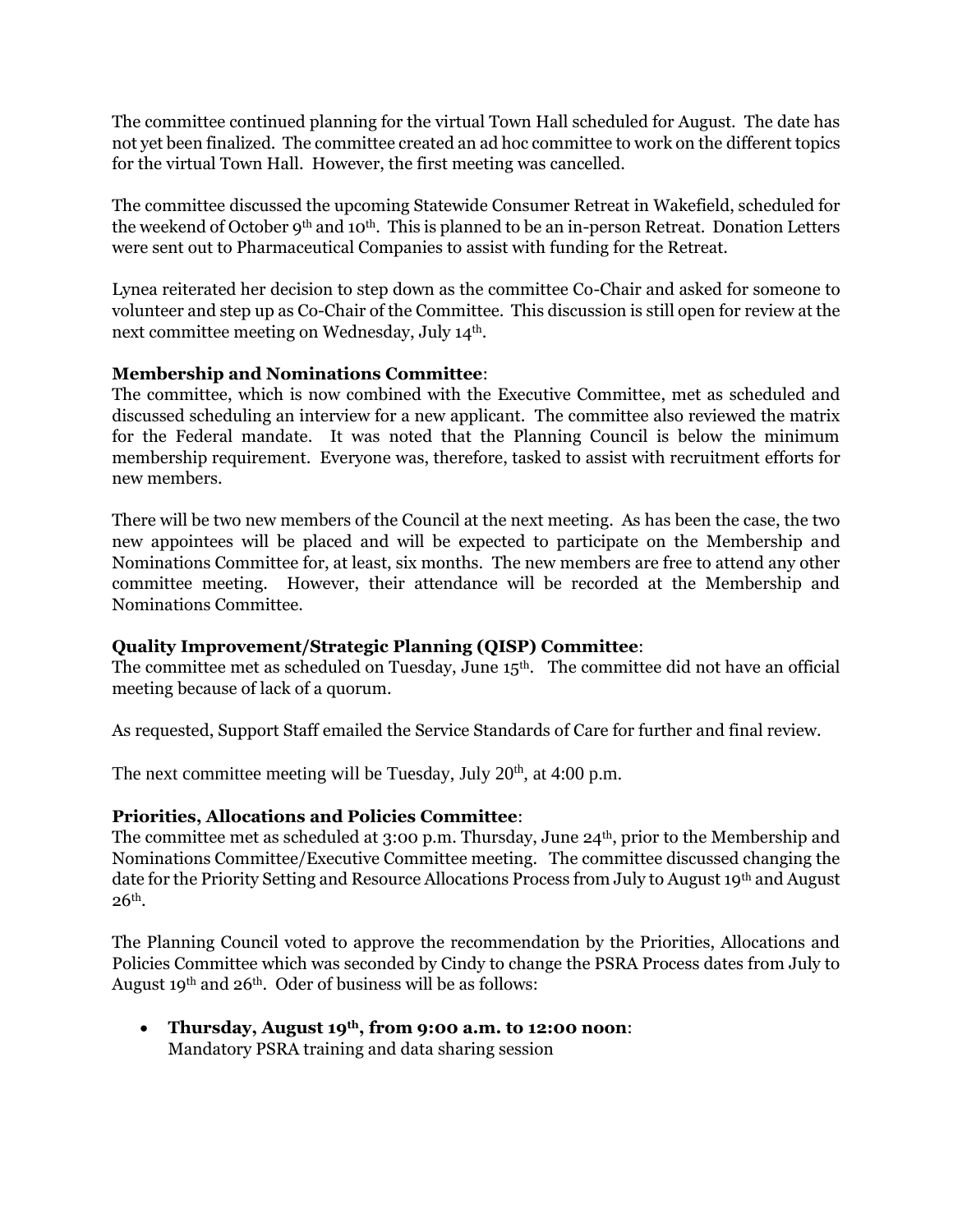The committee continued planning for the virtual Town Hall scheduled for August. The date has not yet been finalized. The committee created an ad hoc committee to work on the different topics for the virtual Town Hall. However, the first meeting was cancelled.

The committee discussed the upcoming Statewide Consumer Retreat in Wakefield, scheduled for the weekend of October 9th and 10th. This is planned to be an in-person Retreat. Donation Letters were sent out to Pharmaceutical Companies to assist with funding for the Retreat.

Lynea reiterated her decision to step down as the committee Co-Chair and asked for someone to volunteer and step up as Co-Chair of the Committee. This discussion is still open for review at the next committee meeting on Wednesday, July 14th.

**Membership and Nominations Committee**:
The committee, which is now combined with the Executive Committee, met as scheduled and discussed scheduling an interview for a new applicant. The committee also reviewed the matrix for the Federal mandate. It was noted that the Planning Council is below the minimum membership requirement. Everyone was, therefore, tasked to assist with recruitment efforts for new members.

There will be two new members of the Council at the next meeting. As has been the case, the two new appointees will be placed and will be expected to participate on the Membership and Nominations Committee for, at least, six months. The new members are free to attend any other committee meeting. However, their attendance will be recorded at the Membership and Nominations Committee.

**Quality Improvement/Strategic Planning (QISP) Committee**:
The committee met as scheduled on Tuesday, June 15th. The committee did not have an official meeting because of lack of a quorum.

As requested, Support Staff emailed the Service Standards of Care for further and final review.

The next committee meeting will be Tuesday, July 20th, at 4:00 p.m.

**Priorities, Allocations and Policies Committee**:
The committee met as scheduled at 3:00 p.m. Thursday, June 24th, prior to the Membership and Nominations Committee/Executive Committee meeting. The committee discussed changing the date for the Priority Setting and Resource Allocations Process from July to August 19th and August 26th.

The Planning Council voted to approve the recommendation by the Priorities, Allocations and Policies Committee which was seconded by Cindy to change the PSRA Process dates from July to August 19th and 26th. Oder of business will be as follows:

- **Thursday, August 19th, from 9:00 a.m. to 12:00 noon**:
  Mandatory PSRA training and data sharing session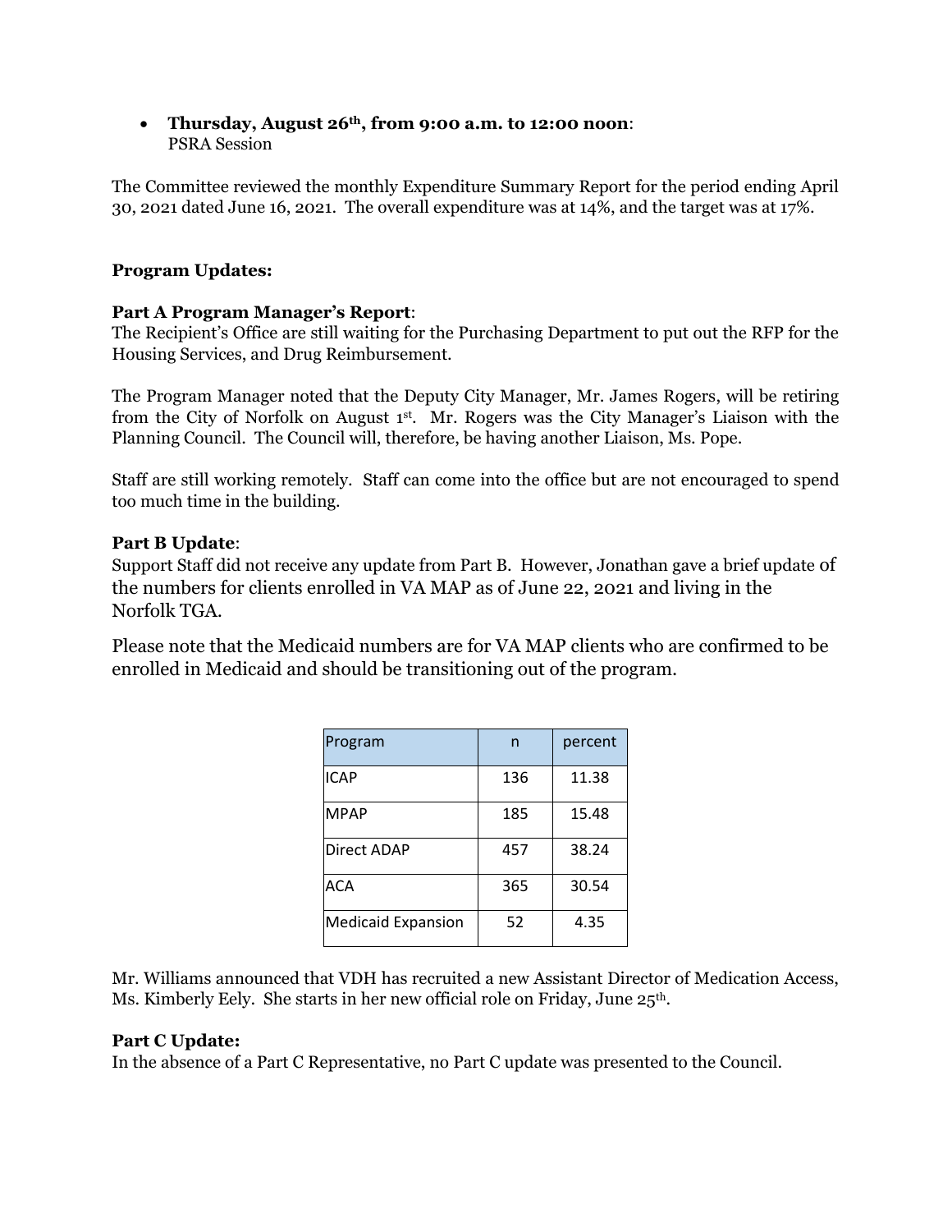- **Thursday, August 26th, from 9:00 a.m. to 12:00 noon**: PSRA Session

The Committee reviewed the monthly Expenditure Summary Report for the period ending April 30, 2021 dated June 16, 2021. The overall expenditure was at 14%, and the target was at 17%.

**Program Updates:**

**Part A Program Manager's Report**:
The Recipient's Office are still waiting for the Purchasing Department to put out the RFP for the Housing Services, and Drug Reimbursement.

The Program Manager noted that the Deputy City Manager, Mr. James Rogers, will be retiring from the City of Norfolk on August 1st. Mr. Rogers was the City Manager's Liaison with the Planning Council. The Council will, therefore, be having another Liaison, Ms. Pope.

Staff are still working remotely. Staff can come into the office but are not encouraged to spend too much time in the building.

**Part B Update**:
Support Staff did not receive any update from Part B. However, Jonathan gave a brief update of the numbers for clients enrolled in VA MAP as of June 22, 2021 and living in the Norfolk TGA.

Please note that the Medicaid numbers are for VA MAP clients who are confirmed to be enrolled in Medicaid and should be transitioning out of the program.

| Program | n | percent |
|---|---|---|
| ICAP | 136 | 11.38 |
| MPAP | 185 | 15.48 |
| Direct ADAP | 457 | 38.24 |
| ACA | 365 | 30.54 |
| Medicaid Expansion | 52 | 4.35 |

Mr. Williams announced that VDH has recruited a new Assistant Director of Medication Access, Ms. Kimberly Eely. She starts in her new official role on Friday, June 25th.

**Part C Update:**
In the absence of a Part C Representative, no Part C update was presented to the Council.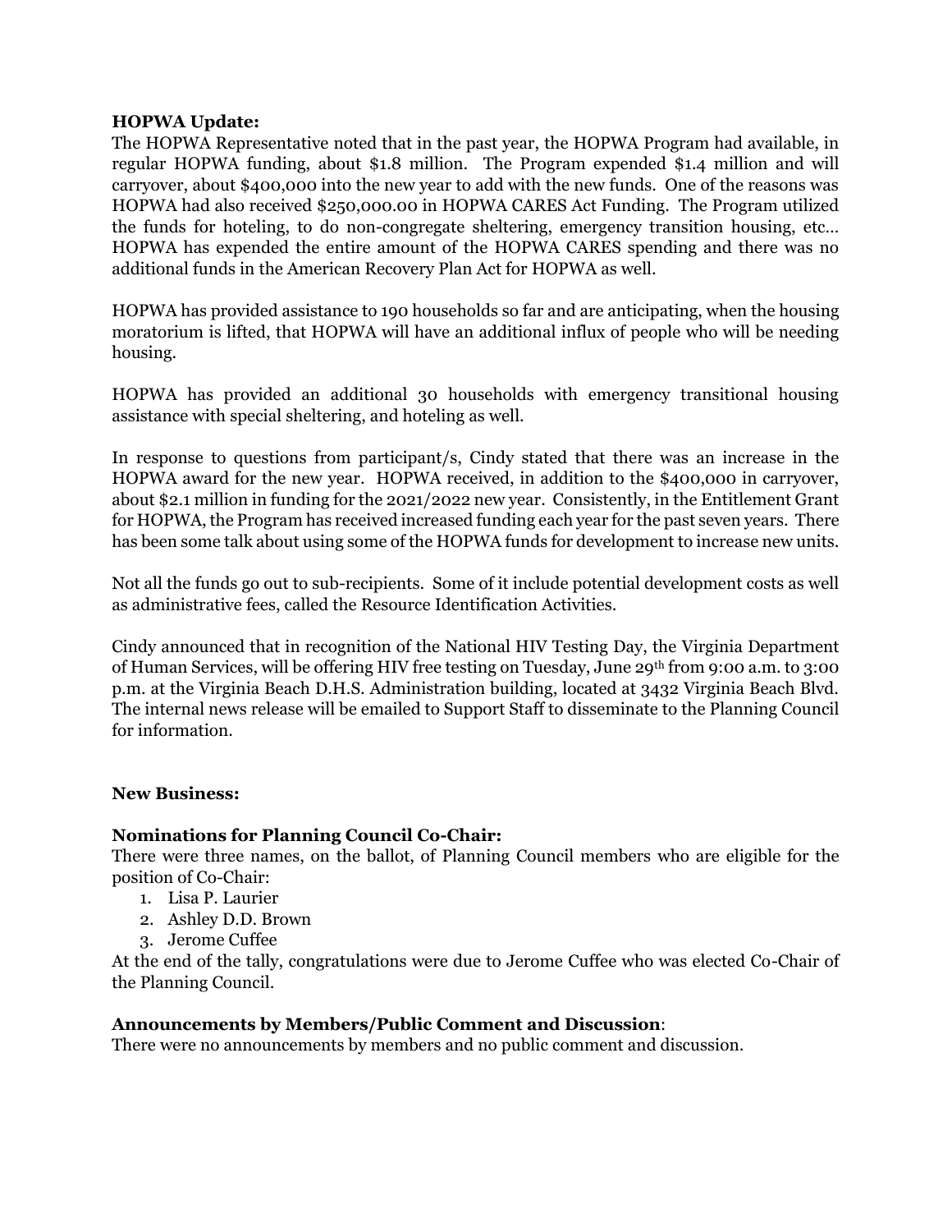**HOPWA Update:**

The HOPWA Representative noted that in the past year, the HOPWA Program had available, in regular HOPWA funding, about $1.8 million. The Program expended $1.4 million and will carryover, about $400,000 into the new year to add with the new funds. One of the reasons was HOPWA had also received $250,000.00 in HOPWA CARES Act Funding. The Program utilized the funds for hoteling, to do non-congregate sheltering, emergency transition housing, etc… HOPWA has expended the entire amount of the HOPWA CARES spending and there was no additional funds in the American Recovery Plan Act for HOPWA as well.

HOPWA has provided assistance to 190 households so far and are anticipating, when the housing moratorium is lifted, that HOPWA will have an additional influx of people who will be needing housing.

HOPWA has provided an additional 30 households with emergency transitional housing assistance with special sheltering, and hoteling as well.

In response to questions from participant/s, Cindy stated that there was an increase in the HOPWA award for the new year. HOPWA received, in addition to the $400,000 in carryover, about $2.1 million in funding for the 2021/2022 new year. Consistently, in the Entitlement Grant for HOPWA, the Program has received increased funding each year for the past seven years. There has been some talk about using some of the HOPWA funds for development to increase new units.

Not all the funds go out to sub-recipients. Some of it include potential development costs as well as administrative fees, called the Resource Identification Activities.

Cindy announced that in recognition of the National HIV Testing Day, the Virginia Department of Human Services, will be offering HIV free testing on Tuesday, June 29th from 9:00 a.m. to 3:00 p.m. at the Virginia Beach D.H.S. Administration building, located at 3432 Virginia Beach Blvd. The internal news release will be emailed to Support Staff to disseminate to the Planning Council for information.

**New Business:**

**Nominations for Planning Council Co-Chair:**

There were three names, on the ballot, of Planning Council members who are eligible for the position of Co-Chair:

1. Lisa P. Laurier
2. Ashley D.D. Brown
3. Jerome Cuffee

At the end of the tally, congratulations were due to Jerome Cuffee who was elected Co-Chair of the Planning Council.

**Announcements by Members/Public Comment and Discussion**:

There were no announcements by members and no public comment and discussion.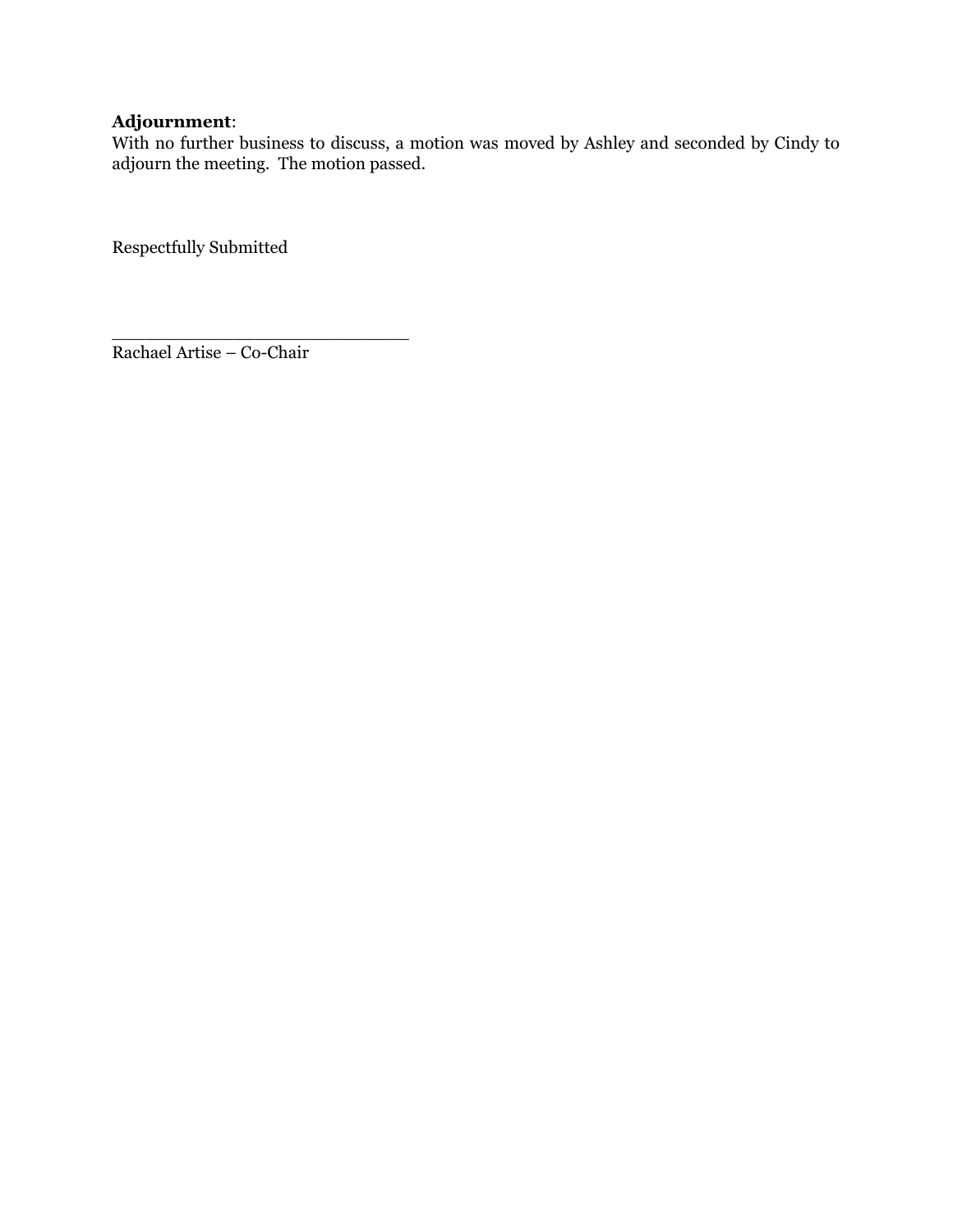**Adjournment**:
With no further business to discuss, a motion was moved by Ashley and seconded by Cindy to adjourn the meeting. The motion passed.

Respectfully Submitted

_____________________________
Rachael Artise – Co-Chair